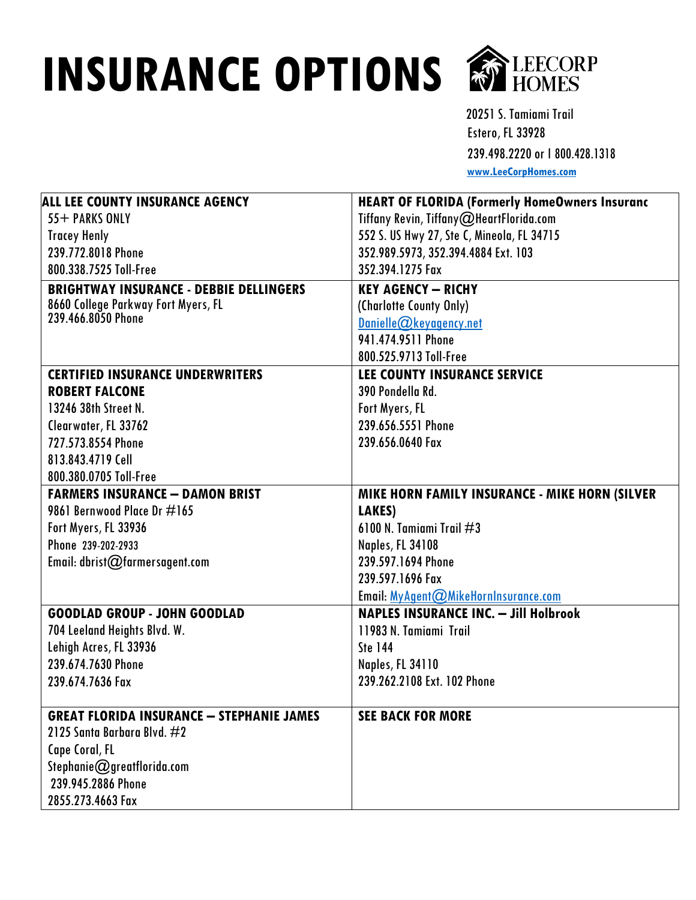# INSURANCE OPTIONS

LEECORP HOMES

20251 S. Tamiami Trail
Estero, FL 33928
239.498.2220 or 1 800.428.1318
www.LeeCorpHomes.com

| | |
|---|---|
| **ALL LEE COUNTY INSURANCE AGENCY**<br>55+ PARKS ONLY<br>Tracey Henly<br>239.772.8018 Phone<br>800.338.7525 Toll-Free | **HEART OF FLORIDA (Formerly HomeOwners Insuranc**<br>Tiffany Revin, Tiffany@HeartFlorida.com<br>552 S. US Hwy 27, Ste C, Mineola, FL 34715<br>352.989.5973, 352.394.4884 Ext. 103<br>352.394.1275 Fax |
| **BRIGHTWAY INSURANCE - DEBBIE DELLINGERS**<br>8660 College Parkway Fort Myers, FL<br>239.466.8050 Phone | **KEY AGENCY – RICHY**<br>(Charlotte County Only)<br>Danielle@keyagency.net<br>941.474.9511 Phone<br>800.525.9713 Toll-Free |
| **CERTIFIED INSURANCE UNDERWRITERS**<br>**ROBERT FALCONE**<br>13246 38th Street N.<br>Clearwater, FL 33762<br>727.573.8554 Phone<br>813.843.4719 Cell<br>800.380.0705 Toll-Free | **LEE COUNTY INSURANCE SERVICE**<br>390 Pondella Rd.<br>Fort Myers, FL<br>239.656.5551 Phone<br>239.656.0640 Fax |
| **FARMERS INSURANCE – DAMON BRIST**<br>9861 Bernwood Place Dr #165<br>Fort Myers, FL 33936<br>Phone 239-202-2933<br>Email: dbrist@farmersagent.com | **MIKE HORN FAMILY INSURANCE - MIKE HORN (SILVER LAKES)**<br>6100 N. Tamiami Trail #3<br>Naples, FL 34108<br>239.597.1694 Phone<br>239.597.1696 Fax<br>Email: MyAgent@MikeHornInsurance.com |
| **GOODLAD GROUP - JOHN GOODLAD**<br>704 Leeland Heights Blvd. W.<br>Lehigh Acres, FL 33936<br>239.674.7630 Phone<br>239.674.7636 Fax | **NAPLES INSURANCE INC. – Jill Holbrook**<br>11983 N. Tamiami Trail<br>Ste 144<br>Naples, FL 34110<br>239.262.2108 Ext. 102 Phone |
| **GREAT FLORIDA INSURANCE – STEPHANIE JAMES**<br>2125 Santa Barbara Blvd. #2<br>Cape Coral, FL<br>Stephanie@greatflorida.com<br>239.945.2886 Phone<br>2855.273.4663 Fax | **SEE BACK FOR MORE** |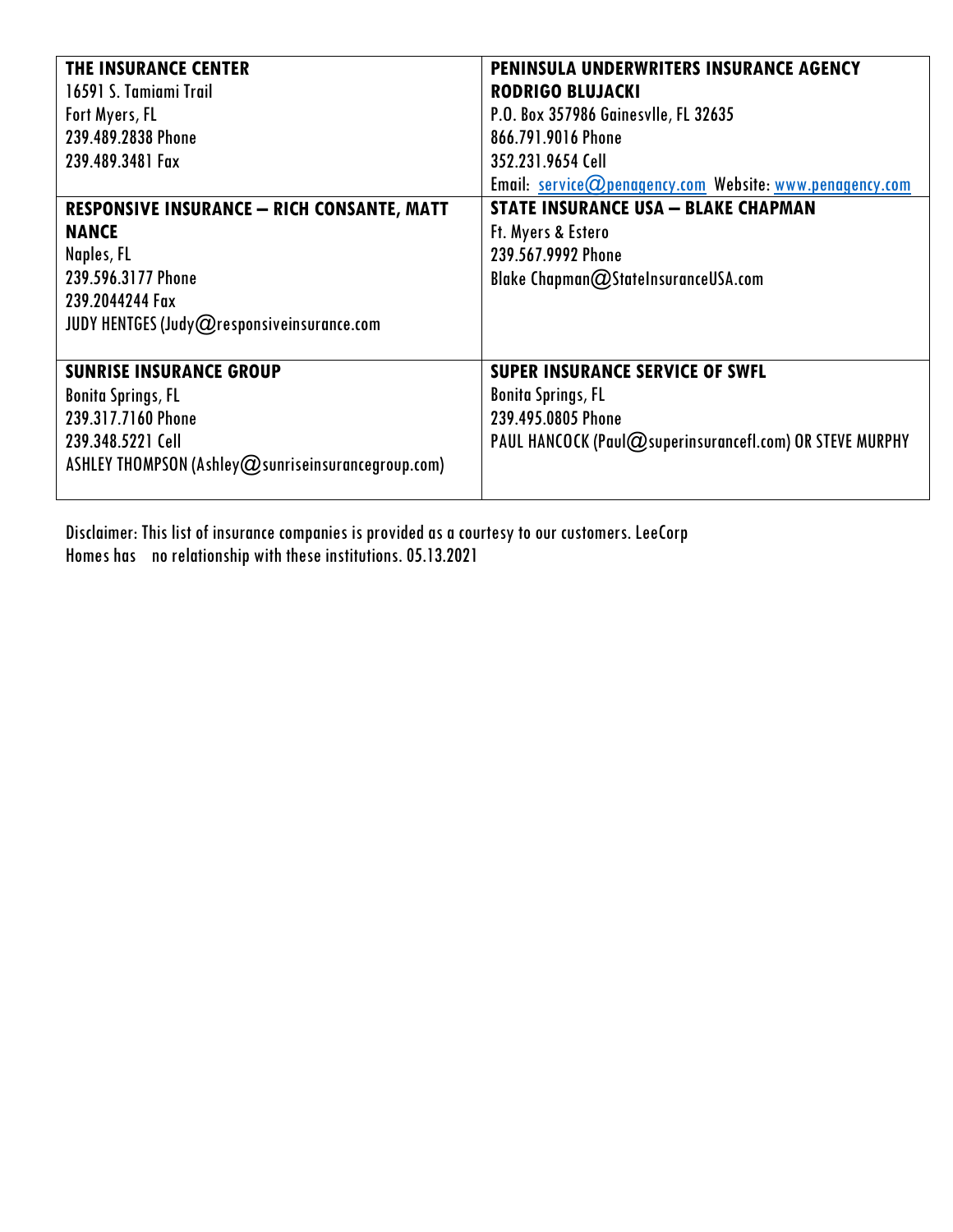| | |
|---|---|
| **THE INSURANCE CENTER**<br>16591 S. Tamiami Trail<br>Fort Myers, FL<br>239.489.2838 Phone<br>239.489.3481 Fax | **PENINSULA UNDERWRITERS INSURANCE AGENCY**<br>**RODRIGO BLUJACKI**<br>P.O. Box 357986 Gainesvlle, FL 32635<br>866.791.9016 Phone<br>352.231.9654 Cell<br>Email: service@penagency.com Website: www.penagency.com |
| **RESPONSIVE INSURANCE – RICH CONSANTE, MATT NANCE**<br>Naples, FL<br>239.596.3177 Phone<br>239.2044244 Fax<br>JUDY HENTGES (Judy@responsiveinsurance.com | **STATE INSURANCE USA – BLAKE CHAPMAN**<br>Ft. Myers & Estero<br>239.567.9992 Phone<br>Blake Chapman@StateInsuranceUSA.com |
| **SUNRISE INSURANCE GROUP**<br>Bonita Springs, FL<br>239.317.7160 Phone<br>239.348.5221 Cell<br>ASHLEY THOMPSON (Ashley@sunriseinsurancegroup.com) | **SUPER INSURANCE SERVICE OF SWFL**<br>Bonita Springs, FL<br>239.495.0805 Phone<br>PAUL HANCOCK (Paul@superinsurancefl.com) OR STEVE MURPHY |

Disclaimer: This list of insurance companies is provided as a courtesy to our customers. LeeCorp Homes has no relationship with these institutions. 05.13.2021